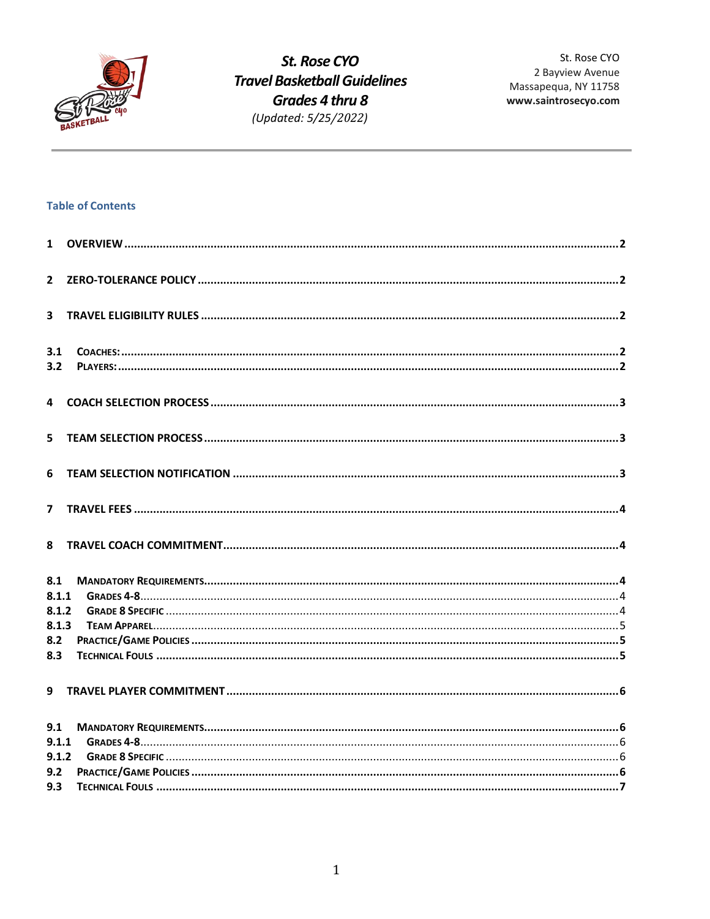# St. Rose CYO
# Travel Basketball Guidelines
# Grades 4 thru 8

*(Updated: 5/25/2022)*

St. Rose CYO
2 Bayview Avenue
Massapequa, NY 11758
**www.saintrosecyo.com**

## Table of Contents

**1 OVERVIEW** .......... 2

**2 ZERO-TOLERANCE POLICY** .......... 2

**3 TRAVEL ELIGIBILITY RULES** .......... 2

**3.1 COACHES:** .......... 2
**3.2 PLAYERS:** .......... 2

**4 COACH SELECTION PROCESS** .......... 3

**5 TEAM SELECTION PROCESS** .......... 3

**6 TEAM SELECTION NOTIFICATION** .......... 3

**7 TRAVEL FEES** .......... 4

**8 TRAVEL COACH COMMITMENT** .......... 4

**8.1 MANDATORY REQUIREMENTS** .......... 4
**8.1.1 GRADES 4-8** .......... 4
**8.1.2 GRADE 8 SPECIFIC** .......... 4
**8.1.3 TEAM APPAREL** .......... 5
**8.2 PRACTICE/GAME POLICIES** .......... 5
**8.3 TECHNICAL FOULS** .......... 5

**9 TRAVEL PLAYER COMMITMENT** .......... 6

**9.1 MANDATORY REQUIREMENTS** .......... 6
**9.1.1 GRADES 4-8** .......... 6
**9.1.2 GRADE 8 SPECIFIC** .......... 6
**9.2 PRACTICE/GAME POLICIES** .......... 6
**9.3 TECHNICAL FOULS** .......... 7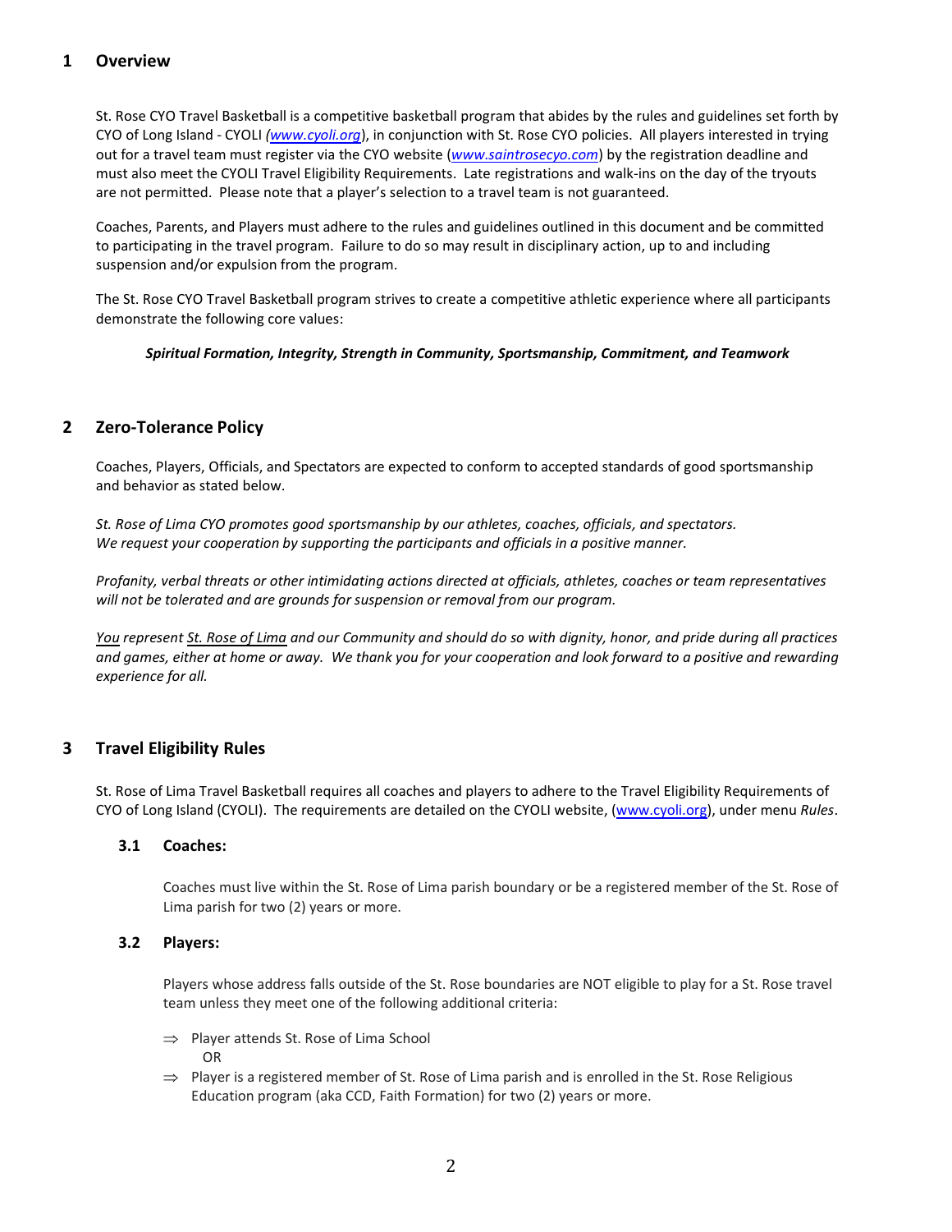## 1 Overview

St. Rose CYO Travel Basketball is a competitive basketball program that abides by the rules and guidelines set forth by CYO of Long Island - CYOLI *(www.cyoli.org*), in conjunction with St. Rose CYO policies. All players interested in trying out for a travel team must register via the CYO website (*www.saintrosecyo.com*) by the registration deadline and must also meet the CYOLI Travel Eligibility Requirements. Late registrations and walk-ins on the day of the tryouts are not permitted. Please note that a player's selection to a travel team is not guaranteed.

Coaches, Parents, and Players must adhere to the rules and guidelines outlined in this document and be committed to participating in the travel program. Failure to do so may result in disciplinary action, up to and including suspension and/or expulsion from the program.

The St. Rose CYO Travel Basketball program strives to create a competitive athletic experience where all participants demonstrate the following core values:

***Spiritual Formation, Integrity, Strength in Community, Sportsmanship, Commitment, and Teamwork***

## 2 Zero-Tolerance Policy

Coaches, Players, Officials, and Spectators are expected to conform to accepted standards of good sportsmanship and behavior as stated below.

*St. Rose of Lima CYO promotes good sportsmanship by our athletes, coaches, officials, and spectators. We request your cooperation by supporting the participants and officials in a positive manner.*

*Profanity, verbal threats or other intimidating actions directed at officials, athletes, coaches or team representatives will not be tolerated and are grounds for suspension or removal from our program.*

*You represent St. Rose of Lima and our Community and should do so with dignity, honor, and pride during all practices and games, either at home or away. We thank you for your cooperation and look forward to a positive and rewarding experience for all.*

## 3 Travel Eligibility Rules

St. Rose of Lima Travel Basketball requires all coaches and players to adhere to the Travel Eligibility Requirements of CYO of Long Island (CYOLI). The requirements are detailed on the CYOLI website, (www.cyoli.org), under menu *Rules*.

### 3.1 Coaches:

Coaches must live within the St. Rose of Lima parish boundary or be a registered member of the St. Rose of Lima parish for two (2) years or more.

### 3.2 Players:

Players whose address falls outside of the St. Rose boundaries are NOT eligible to play for a St. Rose travel team unless they meet one of the following additional criteria:

⇒ Player attends St. Rose of Lima School
OR

⇒ Player is a registered member of St. Rose of Lima parish and is enrolled in the St. Rose Religious Education program (aka CCD, Faith Formation) for two (2) years or more.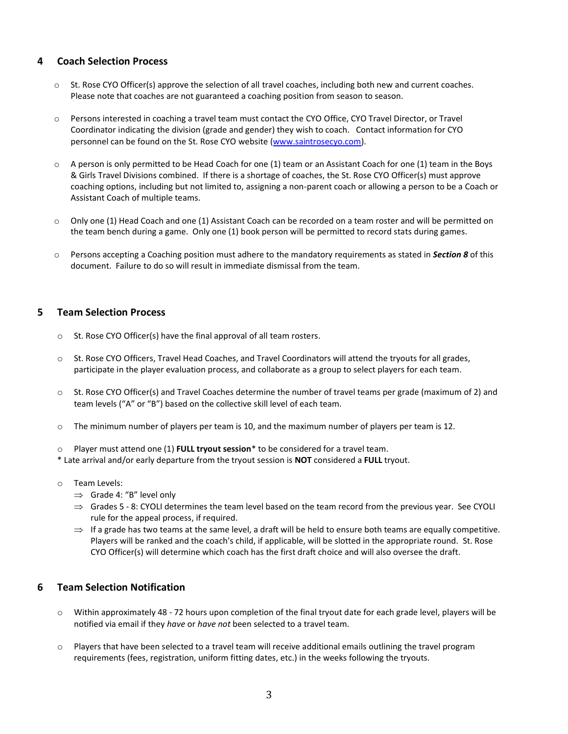## 4 Coach Selection Process

- St. Rose CYO Officer(s) approve the selection of all travel coaches, including both new and current coaches. Please note that coaches are not guaranteed a coaching position from season to season.

- Persons interested in coaching a travel team must contact the CYO Office, CYO Travel Director, or Travel Coordinator indicating the division (grade and gender) they wish to coach. Contact information for CYO personnel can be found on the St. Rose CYO website (www.saintrosecyo.com).

- A person is only permitted to be Head Coach for one (1) team or an Assistant Coach for one (1) team in the Boys & Girls Travel Divisions combined. If there is a shortage of coaches, the St. Rose CYO Officer(s) must approve coaching options, including but not limited to, assigning a non-parent coach or allowing a person to be a Coach or Assistant Coach of multiple teams.

- Only one (1) Head Coach and one (1) Assistant Coach can be recorded on a team roster and will be permitted on the team bench during a game. Only one (1) book person will be permitted to record stats during games.

- Persons accepting a Coaching position must adhere to the mandatory requirements as stated in ***Section 8*** of this document. Failure to do so will result in immediate dismissal from the team.

## 5 Team Selection Process

- St. Rose CYO Officer(s) have the final approval of all team rosters.

- St. Rose CYO Officers, Travel Head Coaches, and Travel Coordinators will attend the tryouts for all grades, participate in the player evaluation process, and collaborate as a group to select players for each team.

- St. Rose CYO Officer(s) and Travel Coaches determine the number of travel teams per grade (maximum of 2) and team levels ("A" or "B") based on the collective skill level of each team.

- The minimum number of players per team is 10, and the maximum number of players per team is 12.

- Player must attend one (1) **FULL tryout session*** to be considered for a travel team.

\* Late arrival and/or early departure from the tryout session is **NOT** considered a **FULL** tryout.

- Team Levels:
  - ⇒ Grade 4: "B" level only
  - ⇒ Grades 5 - 8: CYOLI determines the team level based on the team record from the previous year. See CYOLI rule for the appeal process, if required.
  - ⇒ If a grade has two teams at the same level, a draft will be held to ensure both teams are equally competitive. Players will be ranked and the coach's child, if applicable, will be slotted in the appropriate round. St. Rose CYO Officer(s) will determine which coach has the first draft choice and will also oversee the draft.

## 6 Team Selection Notification

- Within approximately 48 - 72 hours upon completion of the final tryout date for each grade level, players will be notified via email if they *have* or *have not* been selected to a travel team.

- Players that have been selected to a travel team will receive additional emails outlining the travel program requirements (fees, registration, uniform fitting dates, etc.) in the weeks following the tryouts.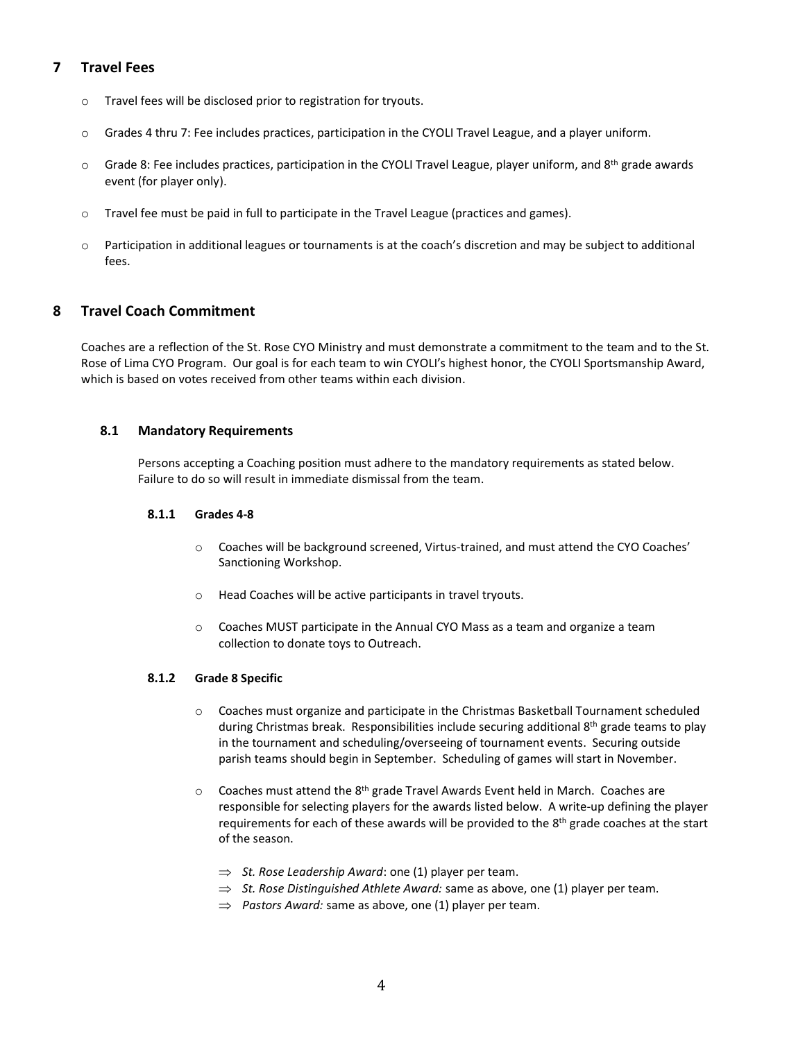## 7 Travel Fees

- Travel fees will be disclosed prior to registration for tryouts.
- Grades 4 thru 7: Fee includes practices, participation in the CYOLI Travel League, and a player uniform.
- Grade 8: Fee includes practices, participation in the CYOLI Travel League, player uniform, and 8th grade awards event (for player only).
- Travel fee must be paid in full to participate in the Travel League (practices and games).
- Participation in additional leagues or tournaments is at the coach's discretion and may be subject to additional fees.

## 8 Travel Coach Commitment

Coaches are a reflection of the St. Rose CYO Ministry and must demonstrate a commitment to the team and to the St. Rose of Lima CYO Program. Our goal is for each team to win CYOLI's highest honor, the CYOLI Sportsmanship Award, which is based on votes received from other teams within each division.

### 8.1 Mandatory Requirements

Persons accepting a Coaching position must adhere to the mandatory requirements as stated below. Failure to do so will result in immediate dismissal from the team.

#### 8.1.1 Grades 4-8

- Coaches will be background screened, Virtus-trained, and must attend the CYO Coaches' Sanctioning Workshop.
- Head Coaches will be active participants in travel tryouts.
- Coaches MUST participate in the Annual CYO Mass as a team and organize a team collection to donate toys to Outreach.

#### 8.1.2 Grade 8 Specific

- Coaches must organize and participate in the Christmas Basketball Tournament scheduled during Christmas break. Responsibilities include securing additional 8th grade teams to play in the tournament and scheduling/overseeing of tournament events. Securing outside parish teams should begin in September. Scheduling of games will start in November.
- Coaches must attend the 8th grade Travel Awards Event held in March. Coaches are responsible for selecting players for the awards listed below. A write-up defining the player requirements for each of these awards will be provided to the 8th grade coaches at the start of the season.
  - ⇒ *St. Rose Leadership Award*: one (1) player per team.
  - ⇒ *St. Rose Distinguished Athlete Award:* same as above, one (1) player per team.
  - ⇒ *Pastors Award:* same as above, one (1) player per team.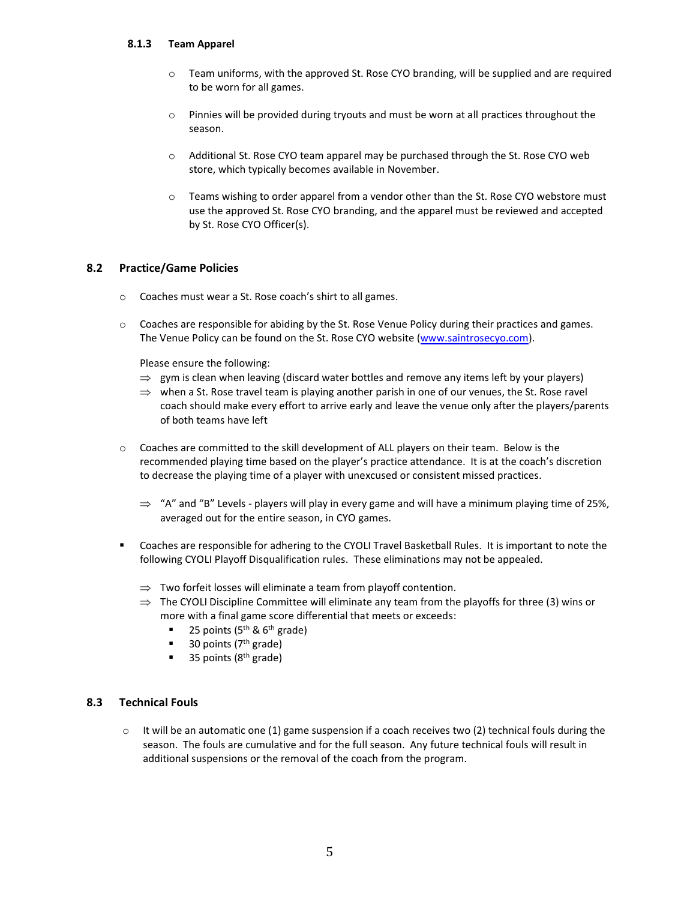#### 8.1.3 Team Apparel

- Team uniforms, with the approved St. Rose CYO branding, will be supplied and are required to be worn for all games.
- Pinnies will be provided during tryouts and must be worn at all practices throughout the season.
- Additional St. Rose CYO team apparel may be purchased through the St. Rose CYO web store, which typically becomes available in November.
- Teams wishing to order apparel from a vendor other than the St. Rose CYO webstore must use the approved St. Rose CYO branding, and the apparel must be reviewed and accepted by St. Rose CYO Officer(s).

### 8.2 Practice/Game Policies

- Coaches must wear a St. Rose coach's shirt to all games.
- Coaches are responsible for abiding by the St. Rose Venue Policy during their practices and games. The Venue Policy can be found on the St. Rose CYO website ([www.saintrosecyo.com](http://www.saintrosecyo.com)).

  Please ensure the following:
  - ⇒ gym is clean when leaving (discard water bottles and remove any items left by your players)
  - ⇒ when a St. Rose travel team is playing another parish in one of our venues, the St. Rose ravel coach should make every effort to arrive early and leave the venue only after the players/parents of both teams have left
- Coaches are committed to the skill development of ALL players on their team. Below is the recommended playing time based on the player's practice attendance. It is at the coach's discretion to decrease the playing time of a player with unexcused or consistent missed practices.
  - ⇒ "A" and "B" Levels - players will play in every game and will have a minimum playing time of 25%, averaged out for the entire season, in CYO games.
- Coaches are responsible for adhering to the CYOLI Travel Basketball Rules. It is important to note the following CYOLI Playoff Disqualification rules. These eliminations may not be appealed.
  - ⇒ Two forfeit losses will eliminate a team from playoff contention.
  - ⇒ The CYOLI Discipline Committee will eliminate any team from the playoffs for three (3) wins or more with a final game score differential that meets or exceeds:
    - 25 points (5th & 6th grade)
    - 30 points (7th grade)
    - 35 points (8th grade)

### 8.3 Technical Fouls

- It will be an automatic one (1) game suspension if a coach receives two (2) technical fouls during the season. The fouls are cumulative and for the full season. Any future technical fouls will result in additional suspensions or the removal of the coach from the program.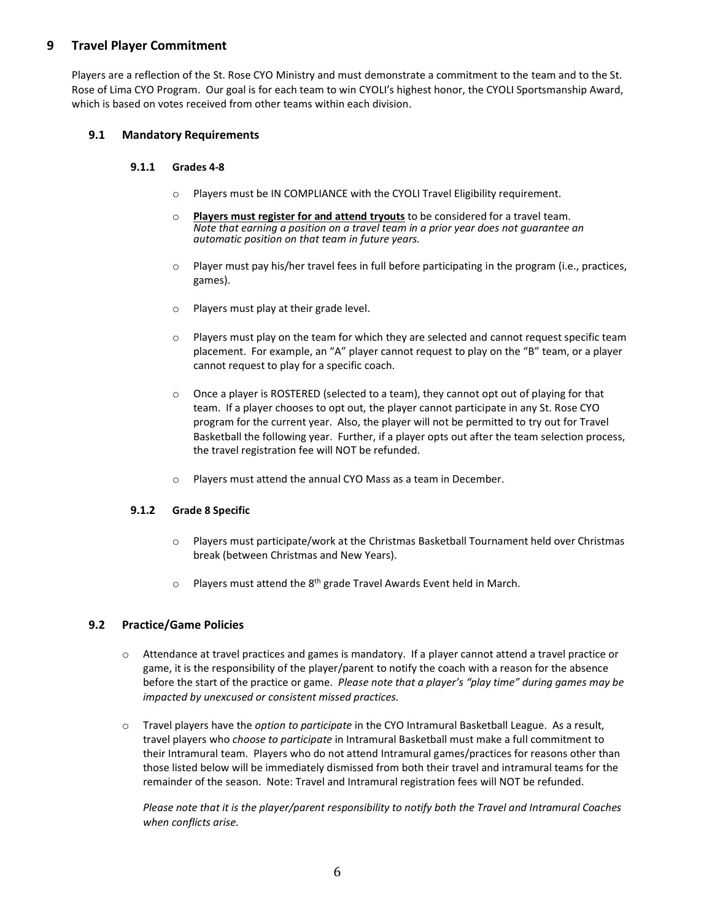# 9 Travel Player Commitment

Players are a reflection of the St. Rose CYO Ministry and must demonstrate a commitment to the team and to the St. Rose of Lima CYO Program. Our goal is for each team to win CYOLI's highest honor, the CYOLI Sportsmanship Award, which is based on votes received from other teams within each division.

## 9.1 Mandatory Requirements

### 9.1.1 Grades 4-8

- Players must be IN COMPLIANCE with the CYOLI Travel Eligibility requirement.
- **<u>Players must register for and attend tryouts</u>** to be considered for a travel team. *Note that earning a position on a travel team in a prior year does not guarantee an automatic position on that team in future years.*
- Player must pay his/her travel fees in full before participating in the program (i.e., practices, games).
- Players must play at their grade level.
- Players must play on the team for which they are selected and cannot request specific team placement. For example, an "A" player cannot request to play on the "B" team, or a player cannot request to play for a specific coach.
- Once a player is ROSTERED (selected to a team), they cannot opt out of playing for that team. If a player chooses to opt out, the player cannot participate in any St. Rose CYO program for the current year. Also, the player will not be permitted to try out for Travel Basketball the following year. Further, if a player opts out after the team selection process, the travel registration fee will NOT be refunded.
- Players must attend the annual CYO Mass as a team in December.

### 9.1.2 Grade 8 Specific

- Players must participate/work at the Christmas Basketball Tournament held over Christmas break (between Christmas and New Years).
- Players must attend the 8th grade Travel Awards Event held in March.

## 9.2 Practice/Game Policies

- Attendance at travel practices and games is mandatory. If a player cannot attend a travel practice or game, it is the responsibility of the player/parent to notify the coach with a reason for the absence before the start of the practice or game. *Please note that a player's "play time" during games may be impacted by unexcused or consistent missed practices.*
- Travel players have the *option to participate* in the CYO Intramural Basketball League. As a result, travel players who *choose to participate* in Intramural Basketball must make a full commitment to their Intramural team. Players who do not attend Intramural games/practices for reasons other than those listed below will be immediately dismissed from both their travel and intramural teams for the remainder of the season. Note: Travel and Intramural registration fees will NOT be refunded.

  *Please note that it is the player/parent responsibility to notify both the Travel and Intramural Coaches when conflicts arise.*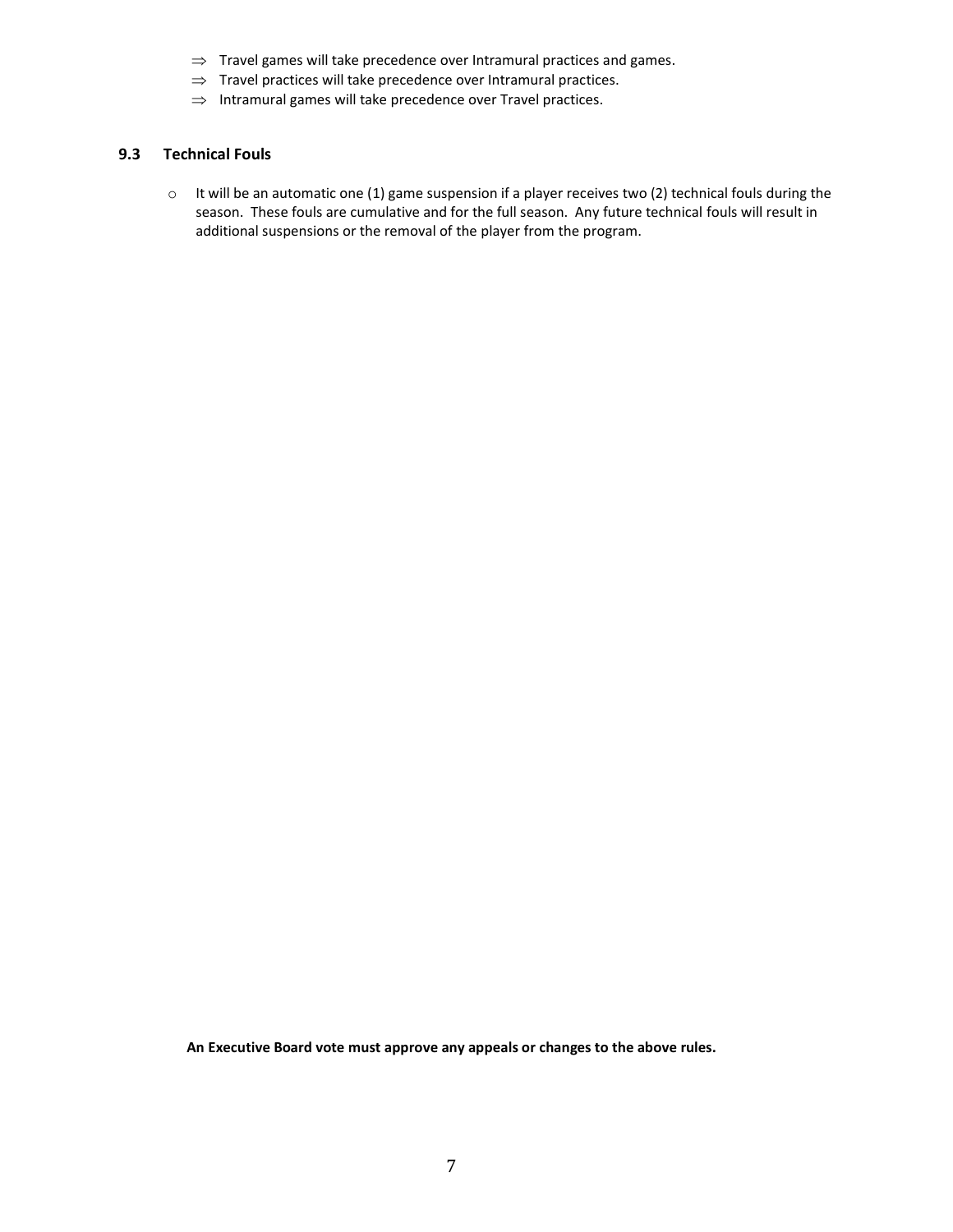- ⇒ Travel games will take precedence over Intramural practices and games.
- ⇒ Travel practices will take precedence over Intramural practices.
- ⇒ Intramural games will take precedence over Travel practices.

### 9.3 Technical Fouls

- It will be an automatic one (1) game suspension if a player receives two (2) technical fouls during the season. These fouls are cumulative and for the full season. Any future technical fouls will result in additional suspensions or the removal of the player from the program.

**An Executive Board vote must approve any appeals or changes to the above rules.**